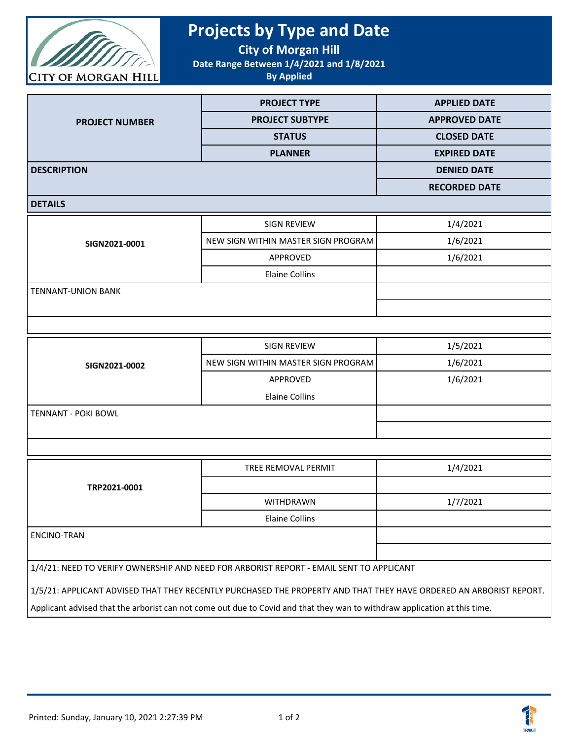# Projects by Type and Date

**City of Morgan Hill**

**Date Range Between 1/4/2021 and 1/8/2021**

**By Applied**

| PROJECT NUMBER | PROJECT TYPE | APPLIED DATE |
|---|---|---|
| | PROJECT SUBTYPE | APPROVED DATE |
| | STATUS | CLOSED DATE |
| | PLANNER | EXPIRED DATE |
| DESCRIPTION | | DENIED DATE |
| | | RECORDED DATE |
| DETAILS | | |

| PROJECT NUMBER | TYPE / SUBTYPE / STATUS / PLANNER | DATES |
|---|---|---|
| **SIGN2021-0001** | SIGN REVIEW | 1/4/2021 |
| | NEW SIGN WITHIN MASTER SIGN PROGRAM | 1/6/2021 |
| | APPROVED | 1/6/2021 |
| | Elaine Collins | |
| TENNANT-UNION BANK | | |
| | | |

| PROJECT NUMBER | TYPE / SUBTYPE / STATUS / PLANNER | DATES |
|---|---|---|
| **SIGN2021-0002** | SIGN REVIEW | 1/5/2021 |
| | NEW SIGN WITHIN MASTER SIGN PROGRAM | 1/6/2021 |
| | APPROVED | 1/6/2021 |
| | Elaine Collins | |
| TENNANT - POKI BOWL | | |
| | | |

| PROJECT NUMBER | TYPE / SUBTYPE / STATUS / PLANNER | DATES |
|---|---|---|
| **TRP2021-0001** | TREE REMOVAL PERMIT | 1/4/2021 |
| | | |
| | WITHDRAWN | 1/7/2021 |
| | Elaine Collins | |
| ENCINO-TRAN | | |
| | | |

1/4/21: NEED TO VERIFY OWNERSHIP AND NEED FOR ARBORIST REPORT - EMAIL SENT TO APPLICANT

1/5/21: APPLICANT ADVISED THAT THEY RECENTLY PURCHASED THE PROPERTY AND THAT THEY HAVE ORDERED AN ARBORIST REPORT. Applicant advised that the arborist can not come out due to Covid and that they wan to withdraw application at this time.

Printed: Sunday, January 10, 2021 2:27:39 PM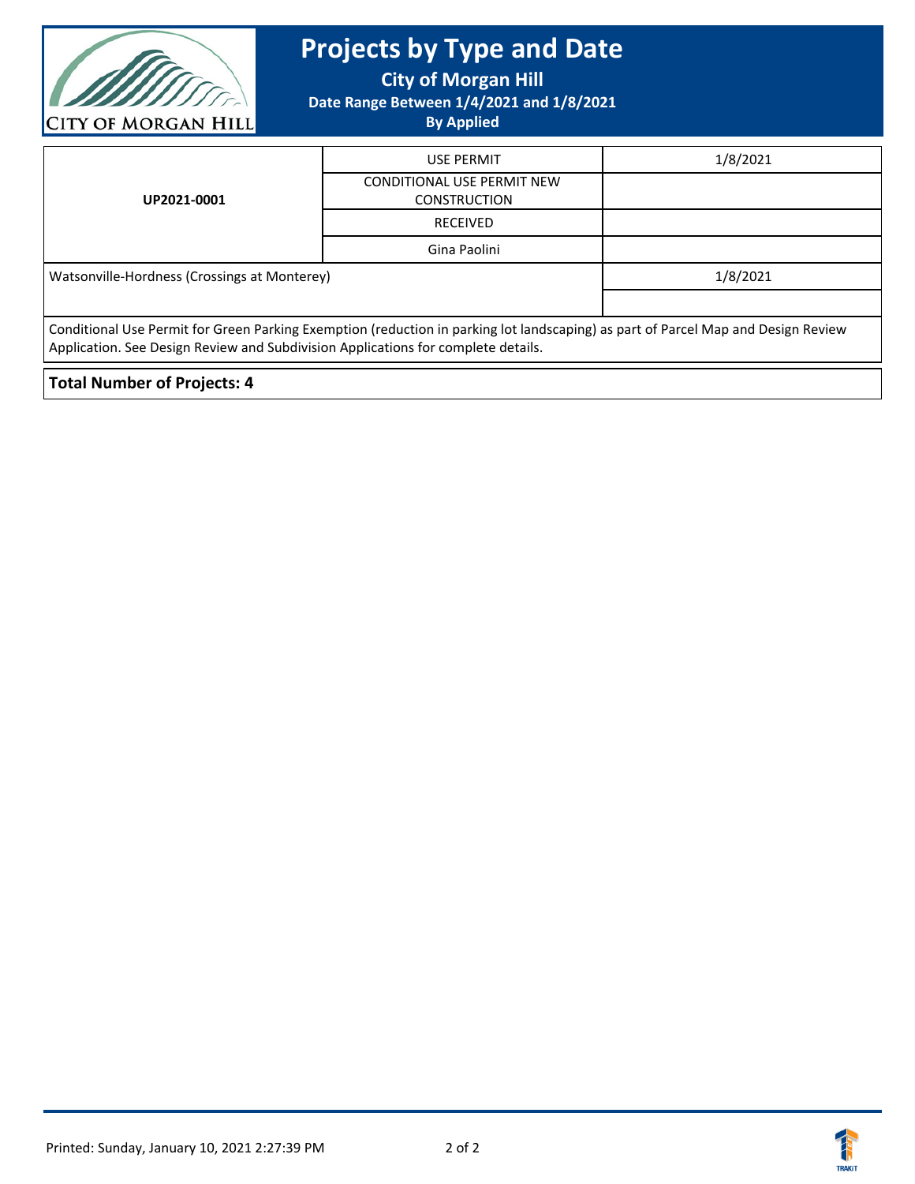# Projects by Type and Date

**City of Morgan Hill**

**Date Range Between 1/4/2021 and 1/8/2021**

**By Applied**

| | | |
|---|---|---|
| **UP2021-0001** | USE PERMIT | 1/8/2021 |
| | CONDITIONAL USE PERMIT NEW CONSTRUCTION | |
| | RECEIVED | |
| | Gina Paolini | |
| Watsonville-Hordness (Crossings at Monterey) | | 1/8/2021 |
| | | |

Conditional Use Permit for Green Parking Exemption (reduction in parking lot landscaping) as part of Parcel Map and Design Review Application. See Design Review and Subdivision Applications for complete details.

**Total Number of Projects: 4**

Printed: Sunday, January 10, 2021 2:27:39 PM